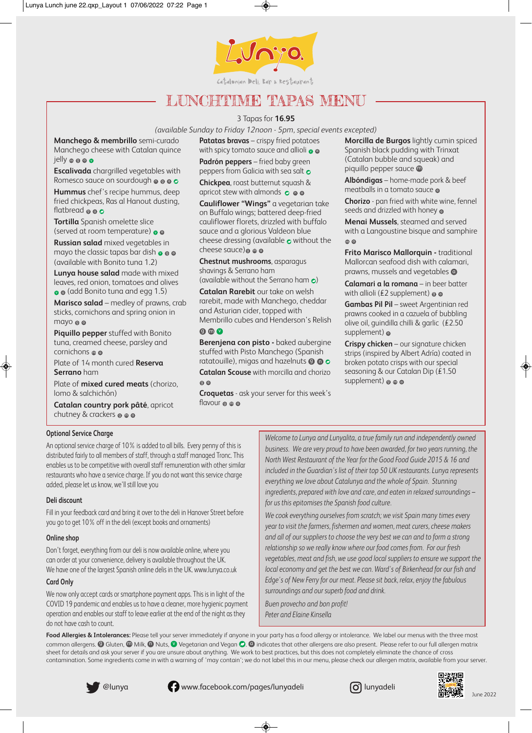# LUNCHTIME TAPAS MENU

Catalonian Deli, Bar & Restaurant

3 Tapas for **16.95**

*(available Sunday to Friday 12noon - 5pm, special events excepted)*

**Manchego & membrillo** semi-curado Manchego cheese with Catalan quince jelly

**Escalivada** chargrilled vegetables with Romesco sauce on sourdough

**Hummus** chef's recipe hummus, deep fried chickpeas, Ras al Hanout dusting, flatbread

**Tortilla** Spanish omelette slice (served at room temperature)

**Russian salad** mixed vegetables in mayo the classic tapas bar dish (available with Bonito tuna 1.2)

**Lunya house salad** made with mixed leaves, red onion, tomatoes and olives (add Bonito tuna and egg 1.5)

**Marisco salad** – medley of prawns, crab sticks, cornichons and spring onion in mayo

**Piquillo pepper** stuffed with Bonito tuna, creamed cheese, parsley and cornichons

Plate of 14 month cured **Reserva Serrano** ham

Plate of **mixed cured meats** (chorizo, lomo & salchichón)

**Catalan country pork pâté**, apricot chutney & crackers

**Patatas bravas** – crispy fried potatoes with spicy tomato sauce and allioli

**Padrón peppers** – fried baby green peppers from Galicia with sea salt

**Chickpea**, roast butternut squash & apricot stew with almonds

**Cauliflower "Wings"** a vegetarian take on Buffalo wings; battered deep-fried cauliflower florets, drizzled with buffalo sauce and a glorious Valdeon blue cheese dressing (available without the cheese sauce)

**Chestnut mushrooms**, asparagus shavings & Serrano ham (available without the Serrano ham)

**Catalan Rarebit** our take on welsh rarebit, made with Manchego, cheddar and Asturian cider, topped with Membrillo cubes and Henderson's Relish

**Berenjena con pisto** - baked aubergine stuffed with Pisto Manchego (Spanish ratatouille), migas and hazelnuts

**Catalan Scouse** with morcilla and chorizo

**Croquetas** - ask your server for this week's flavour

**Morcilla de Burgos** lightly cumin spiced Spanish black pudding with Trinxat (Catalan bubble and squeak) and piquillo pepper sauce

**Albóndigas** – home-made pork & beef meatballs in a tomato sauce

**Chorizo** - pan fried with white wine, fennel seeds and drizzled with honey

**Menai Mussels**, steamed and served with a Langoustine bisque and samphire

**Frito Marisco Mallorquin** - traditional Mallorcan seafood dish with calamari, prawns, mussels and vegetables

**Calamari a la romana** – in beer batter with allioli (£2 supplement)

**Gambas Pil Pil** – sweet Argentinian red prawns cooked in a cazuela of bubbling olive oil, guindilla chilli & garlic (£2.50 supplement)

**Crispy chicken** – our signature chicken strips (inspired by Albert Adría) coated in broken potato crisps with our special seasoning & our Catalan Dip (£1.50 supplement)

### Optional Service Charge

An optional service charge of 10% is added to all bills. Every penny of this is distributed fairly to all members of staff, through a staff managed Tronc. This enables us to be competitive with overall staff remuneration with other similar restaurants who have a service charge. If you do not want this service charge added, please let us know, we'll still love you

### Deli discount

Fill in your feedback card and bring it over to the deli in Hanover Street before you go to get 10% off in the deli (except books and ornaments)

### Online shop

Don't forget, everything from our deli is now available online, where you can order at your convenience, delivery is available throughout the UK. We have one of the largest Spanish online delis in the UK. www.lunya.co.uk

### Card Only

We now only accept cards or smartphone payment apps. This is in light of the COVID 19 pandemic and enables us to have a cleaner, more hygienic payment operation and enables our staff to leave earlier at the end of the night as they do not have cash to count.

*Welcome to Lunya and Lunyalita, a true family run and independently owned business. We are very proud to have been awarded, for two years running, the North West Restaurant of the Year for the Good Food Guide 2015 & 16 and included in the Guardian's list of their top 50 UK restaurants. Lunya represents everything we love about Catalunya and the whole of Spain. Stunning ingredients, prepared with love and care, and eaten in relaxed surroundings – for us this epitomises the Spanish food culture.*

*We cook everything ourselves from scratch; we visit Spain many times every year to visit the farmers, fishermen and women, meat curers, cheese makers and all of our suppliers to choose the very best we can and to form a strong relationship so we really know where our food comes from. For our fresh vegetables, meat and fish, we use good local suppliers to ensure we support the local economy and get the best we can. Ward's of Birkenhead for our fish and Edge's of New Ferry for our meat. Please sit back, relax, enjoy the fabulous surroundings and our superb food and drink.*

*Buen provecho and bon profit!*
*Peter and Elaine Kinsella*

**Food Allergies & Intolerances:** Please tell your server immediately if anyone in your party has a food allergy or intolerance. We label our menus with the three most common allergens. Ⓖ Gluten, Ⓜ Milk, Ⓝ Nuts, Ⓥ Vegetarian and Vegan. Ⓐ indicates that other allergens are also present. Please refer to our full allergen matrix sheet for details and ask your server if you are unsure about anything. We work to best practices, but this does not completely eliminate the chance of cross contamination. Some ingredients come in with a warning of 'may contain'; we do not label this in our menu, please check our allergen matrix, available from your server.

@lunya | www.facebook.com/pages/lunyadeli | lunyadeli

June 2022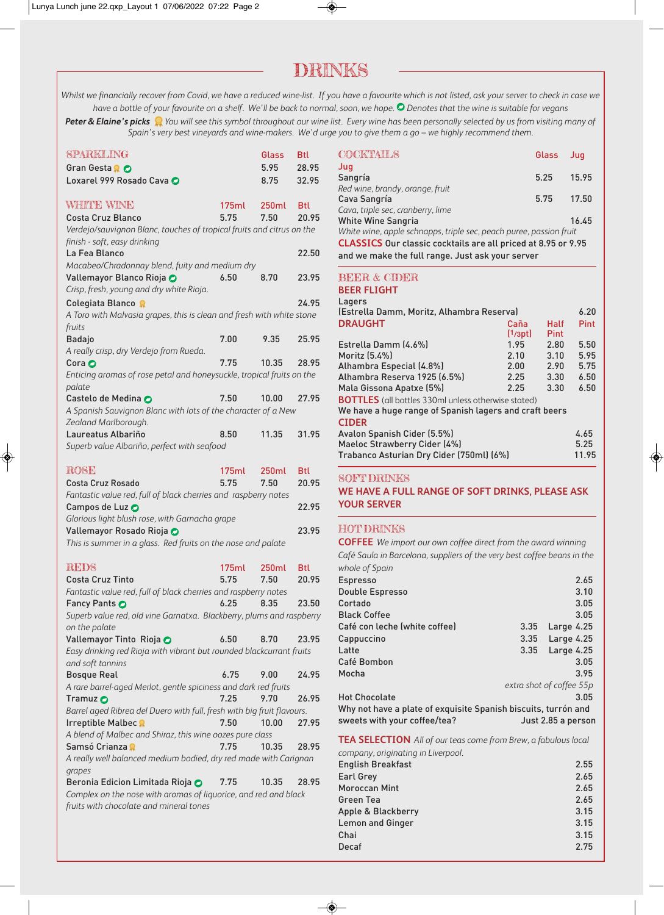# DRINKS

*Whilst we financially recover from Covid, we have a reduced wine-list. If you have a favourite which is not listed, ask your server to check in case we have a bottle of your favourite on a shelf. We'll be back to normal, soon, we hope.* 🟢 *Denotes that the wine is suitable for vegans*

***Peter & Elaine's picks*** 🎗 *You will see this symbol throughout our wine list. Every wine has been personally selected by us from visiting many of Spain's very best vineyards and wine-makers. We'd urge you to give them a go – we highly recommend them.*

## SPARKLING

| | Glass | Btl |
|---|---|---|
| Gran Gesta 🎗 🟢 | 5.95 | 28.95 |
| Loxarel 999 Rosado Cava 🟢 | 8.75 | 32.95 |

## WHITE WINE

| | 175ml | 250ml | Btl |
|---|---|---|---|
| Costa Cruz Blanco<br>*Verdejo/sauvignon Blanc, touches of tropical fruits and citrus on the finish - soft, easy drinking* | 5.75 | 7.50 | 20.95 |
| La Fea Blanco<br>*Macabeo/Chradonnay blend, fuity and medium dry* | | | 22.50 |
| Vallemayor Blanco Rioja 🟢<br>*Crisp, fresh, young and dry white Rioja.* | 6.50 | 8.70 | 23.95 |
| Colegiata Blanco 🎗<br>*A Toro with Malvasia grapes, this is clean and fresh with white stone fruits* | | | 24.95 |
| Badajo<br>*A really crisp, dry Verdejo from Rueda.* | 7.00 | 9.35 | 25.95 |
| Cora 🟢<br>*Enticing aromas of rose petal and honeysuckle, tropical fruits on the palate* | 7.75 | 10.35 | 28.95 |
| Castelo de Medina 🟢<br>*A Spanish Sauvignon Blanc with lots of the character of a New Zealand Marlborough.* | 7.50 | 10.00 | 27.95 |
| Laureatus Albariño<br>*Superb value Albariño, perfect with seafood* | 8.50 | 11.35 | 31.95 |

## ROSE

| | 175ml | 250ml | Btl |
|---|---|---|---|
| Costa Cruz Rosado<br>*Fantastic value red, full of black cherries and raspberry notes* | 5.75 | 7.50 | 20.95 |
| Campos de Luz 🟢<br>*Glorious light blush rose, with Garnacha grape* | | | 22.95 |
| Vallemayor Rosado Rioja 🟢<br>*This is summer in a glass. Red fruits on the nose and palate* | | | 23.95 |

## REDS

| | 175ml | 250ml | Btl |
|---|---|---|---|
| Costa Cruz Tinto<br>*Fantastic value red, full of black cherries and raspberry notes* | 5.75 | 7.50 | 20.95 |
| Fancy Pants 🟢<br>*Superb value red, old vine Garnatxa. Blackberry, plums and raspberry on the palate* | 6.25 | 8.35 | 23.50 |
| Vallemayor Tinto Rioja 🟢<br>*Easy drinking red Rioja with vibrant but rounded blackcurrant fruits and soft tannins* | 6.50 | 8.70 | 23.95 |
| Bosque Real<br>*A rare barrel-aged Merlot, gentle spiciness and dark red fruits* | 6.75 | 9.00 | 24.95 |
| Tramuz 🟢<br>*Barrel aged Ribrea del Duero with full, fresh with big fruit flavours.* | 7.25 | 9.70 | 26.95 |
| Irreptible Malbec 🎗<br>*A blend of Malbec and Shiraz, this wine oozes pure class* | 7.50 | 10.00 | 27.95 |
| Samsó Crianza 🎗<br>*A really well balanced medium bodied, dry red made with Carignan grapes* | 7.75 | 10.35 | 28.95 |
| Beronia Edicion Limitada Rioja 🟢<br>*Complex on the nose with aromas of liquorice, and red and black fruits with chocolate and mineral tones* | 7.75 | 10.35 | 28.95 |

## COCKTAILS

| Jug | Glass | Jug |
|---|---|---|
| Sangría<br>*Red wine, brandy, orange, fruit* | 5.25 | 15.95 |
| Cava Sangría<br>*Cava, triple sec, cranberry, lime* | 5.75 | 17.50 |
| White Wine Sangria<br>*White wine, apple schnapps, triple sec, peach puree, passion fruit* | | 16.45 |

**CLASSICS** Our classic cocktails are all priced at 8.95 or 9.95 and we make the full range. Just ask your server

## BEER & CIDER

### BEER FLIGHT

| | |
|---|---|
| Lagers (Estrella Damm, Moritz, Alhambra Reserva) | 6.20 |

### DRAUGHT

| | Caña (1/3pt) | Half Pint | Pint |
|---|---|---|---|
| Estrella Damm (4.6%) | 1.95 | 2.80 | 5.50 |
| Moritz (5.4%) | 2.10 | 3.10 | 5.95 |
| Alhambra Especial (4.8%) | 2.00 | 2.90 | 5.75 |
| Alhambra Reserva 1925 (6.5%) | 2.25 | 3.30 | 6.50 |
| Mala Gissona Apatxe (5%) | 2.25 | 3.30 | 6.50 |

**BOTTLES** (all bottles 330ml unless otherwise stated)
We have a huge range of Spanish lagers and craft beers

### CIDER

| | |
|---|---|
| Avalon Spanish Cider (5.5%) | 4.65 |
| Maeloc Strawberry Cider (4%) | 5.25 |
| Trabanco Asturian Dry Cider (750ml) (6%) | 11.95 |

## SOFT DRINKS

**WE HAVE A FULL RANGE OF SOFT DRINKS, PLEASE ASK YOUR SERVER**

## HOT DRINKS

**COFFEE** *We import our own coffee direct from the award winning Café Saula in Barcelona, suppliers of the very best coffee beans in the whole of Spain*

| | | |
|---|---|---|
| Espresso | | 2.65 |
| Double Espresso | | 3.10 |
| Cortado | | 3.05 |
| Black Coffee | | 3.05 |
| Café con leche (white coffee) | 3.35 | Large 4.25 |
| Cappuccino | 3.35 | Large 4.25 |
| Latte | 3.35 | Large 4.25 |
| Café Bombon | | 3.05 |
| Mocha | | 3.95 |

*extra shot of coffee 55p*

| | |
|---|---|
| Hot Chocolate | 3.05 |

Why not have a plate of exquisite Spanish biscuits, turrón and sweets with your coffee/tea? Just 2.85 a person

**TEA SELECTION** *All of our teas come from Brew, a fabulous local company, originating in Liverpool.*

| | |
|---|---|
| English Breakfast | 2.55 |
| Earl Grey | 2.65 |
| Moroccan Mint | 2.65 |
| Green Tea | 2.65 |
| Apple & Blackberry | 3.15 |
| Lemon and Ginger | 3.15 |
| Chai | 3.15 |
| Decaf | 2.75 |